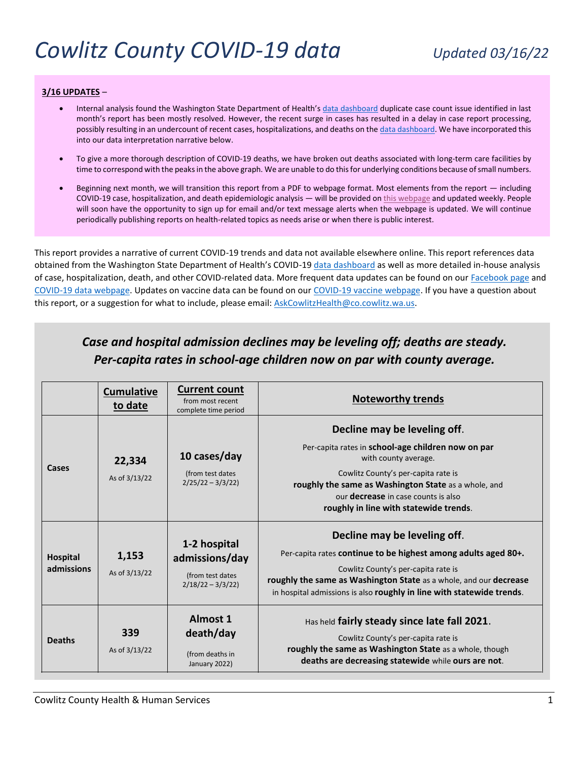# *Cowlitz County COVID-19 data*

*Updated 03/16/22*

**3/16 UPDATES** –

- Internal analysis found the Washington State Department of Health's data dashboard duplicate case count issue identified in last month's report has been mostly resolved. However, the recent surge in cases has resulted in a delay in case report processing, possibly resulting in an undercount of recent cases, hospitalizations, and deaths on the data dashboard. We have incorporated this into our data interpretation narrative below.
- To give a more thorough description of COVID-19 deaths, we have broken out deaths associated with long-term care facilities by time to correspond with the peaks in the above graph. We are unable to do this for underlying conditions because of small numbers.
- Beginning next month, we will transition this report from a PDF to webpage format. Most elements from the report — including COVID-19 case, hospitalization, and death epidemiologic analysis — will be provided on this webpage and updated weekly. People will soon have the opportunity to sign up for email and/or text message alerts when the webpage is updated. We will continue periodically publishing reports on health-related topics as needs arise or when there is public interest.

This report provides a narrative of current COVID-19 trends and data not available elsewhere online. This report references data obtained from the Washington State Department of Health's COVID-19 data dashboard as well as more detailed in-house analysis of case, hospitalization, death, and other COVID-related data. More frequent data updates can be found on our Facebook page and COVID-19 data webpage. Updates on vaccine data can be found on our COVID-19 vaccine webpage. If you have a question about this report, or a suggestion for what to include, please email: AskCowlitzHealth@co.cowlitz.wa.us.

## *Case and hospital admission declines may be leveling off; deaths are steady. Per-capita rates in school-age children now on par with county average.*

| | Cumulative to date | Current count from most recent complete time period | Noteworthy trends |
|---|---|---|---|
| **Cases** | **22,334** As of 3/13/22 | **10 cases/day** (from test dates 2/25/22 – 3/3/22) | **Decline may be leveling off**. Per-capita rates in **school-age children now on par** with county average. Cowlitz County's per-capita rate is **roughly the same as Washington State** as a whole, and our **decrease** in case counts is also **roughly in line with statewide trends**. |
| **Hospital admissions** | **1,153** As of 3/13/22 | **1-2 hospital admissions/day** (from test dates 2/18/22 – 3/3/22) | **Decline may be leveling off**. Per-capita rates **continue to be highest among adults aged 80+.** Cowlitz County's per-capita rate is **roughly the same as Washington State** as a whole, and our **decrease** in hospital admissions is also **roughly in line with statewide trends**. |
| **Deaths** | **339** As of 3/13/22 | **Almost 1 death/day** (from deaths in January 2022) | Has held **fairly steady since late fall 2021**. Cowlitz County's per-capita rate is **roughly the same as Washington State** as a whole, though **deaths are decreasing statewide** while **ours are not**. |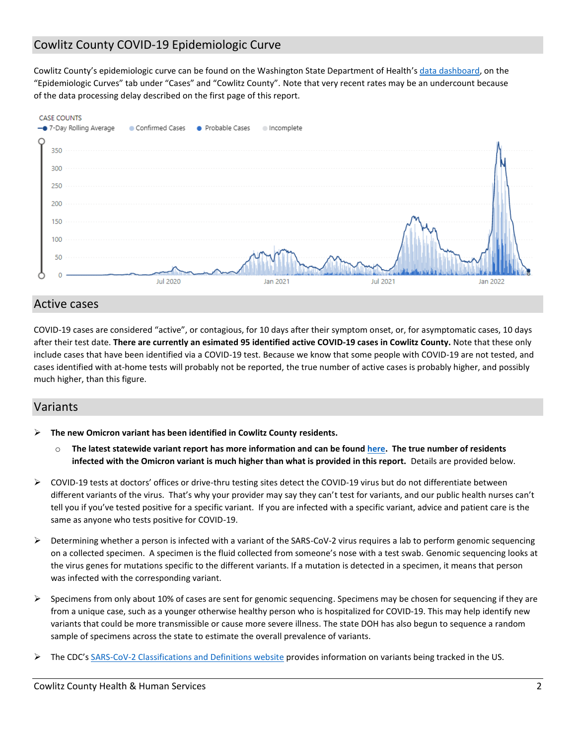## Cowlitz County COVID-19 Epidemiologic Curve

Cowlitz County's epidemiologic curve can be found on the Washington State Department of Health's data dashboard, on the "Epidemiologic Curves" tab under "Cases" and "Cowlitz County". Note that very recent rates may be an undercount because of the data processing delay described on the first page of this report.

## Active cases

COVID-19 cases are considered "active", or contagious, for 10 days after their symptom onset, or, for asymptomatic cases, 10 days after their test date. **There are currently an esimated 95 identified active COVID-19 cases in Cowlitz County.** Note that these only include cases that have been identified via a COVID-19 test. Because we know that some people with COVID-19 are not tested, and cases identified with at-home tests will probably not be reported, the true number of active cases is probably higher, and possibly much higher, than this figure.

## Variants

- **The new Omicron variant has been identified in Cowlitz County residents.**
  - **The latest statewide variant report has more information and can be found here. The true number of residents infected with the Omicron variant is much higher than what is provided in this report.** Details are provided below.
- COVID-19 tests at doctors' offices or drive-thru testing sites detect the COVID-19 virus but do not differentiate between different variants of the virus. That's why your provider may say they can't test for variants, and our public health nurses can't tell you if you've tested positive for a specific variant. If you are infected with a specific variant, advice and patient care is the same as anyone who tests positive for COVID-19.
- Determining whether a person is infected with a variant of the SARS-CoV-2 virus requires a lab to perform genomic sequencing on a collected specimen. A specimen is the fluid collected from someone's nose with a test swab. Genomic sequencing looks at the virus genes for mutations specific to the different variants. If a mutation is detected in a specimen, it means that person was infected with the corresponding variant.
- Specimens from only about 10% of cases are sent for genomic sequencing. Specimens may be chosen for sequencing if they are from a unique case, such as a younger otherwise healthy person who is hospitalized for COVID-19. This may help identify new variants that could be more transmissible or cause more severe illness. The state DOH has also begun to sequence a random sample of specimens across the state to estimate the overall prevalence of variants.
- The CDC's SARS-CoV-2 Classifications and Definitions website provides information on variants being tracked in the US.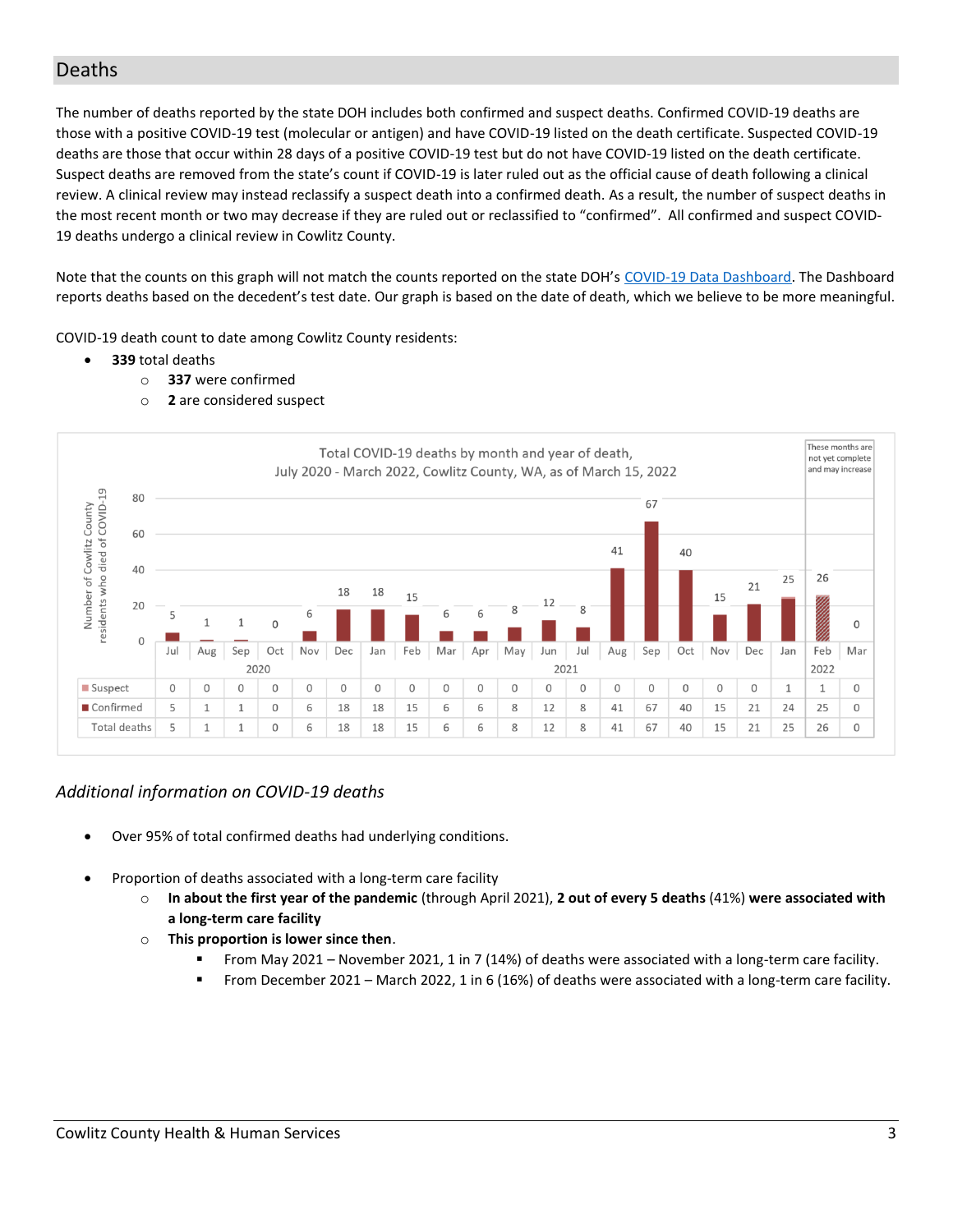## Deaths

The number of deaths reported by the state DOH includes both confirmed and suspect deaths. Confirmed COVID-19 deaths are those with a positive COVID-19 test (molecular or antigen) and have COVID-19 listed on the death certificate. Suspected COVID-19 deaths are those that occur within 28 days of a positive COVID-19 test but do not have COVID-19 listed on the death certificate. Suspect deaths are removed from the state's count if COVID-19 is later ruled out as the official cause of death following a clinical review. A clinical review may instead reclassify a suspect death into a confirmed death. As a result, the number of suspect deaths in the most recent month or two may decrease if they are ruled out or reclassified to "confirmed". All confirmed and suspect COVID-19 deaths undergo a clinical review in Cowlitz County.

Note that the counts on this graph will not match the counts reported on the state DOH's COVID-19 Data Dashboard. The Dashboard reports deaths based on the decedent's test date. Our graph is based on the date of death, which we believe to be more meaningful.

COVID-19 death count to date among Cowlitz County residents:

- **339** total deaths
  - **337** were confirmed
  - **2** are considered suspect

Total COVID-19 deaths by month and year of death,
July 2020 - March 2022, Cowlitz County, WA, as of March 15, 2022

These months are not yet complete and may increase

Number of Cowlitz County residents who died of COVID-19

80
60
40
20
0

| | Jul | Aug | Sep | Oct | Nov | Dec | Jan | Feb | Mar | Apr | May | Jun | Jul | Aug | Sep | Oct | Nov | Dec | Jan | Feb | Mar |
|---|---|---|---|---|---|---|---|---|---|---|---|---|---|---|---|---|---|---|---|---|---|
| | 2020 | | | | | | 2021 | | | | | | | | | | | | | 2022 | |
| Suspect | 0 | 0 | 0 | 0 | 0 | 0 | 0 | 0 | 0 | 0 | 0 | 0 | 0 | 0 | 0 | 0 | 0 | 0 | 1 | 1 | 0 |
| Confirmed | 5 | 1 | 1 | 0 | 6 | 18 | 18 | 15 | 6 | 6 | 8 | 12 | 8 | 41 | 67 | 40 | 15 | 21 | 24 | 25 | 0 |
| Total deaths | 5 | 1 | 1 | 0 | 6 | 18 | 18 | 15 | 6 | 6 | 8 | 12 | 8 | 41 | 67 | 40 | 15 | 21 | 25 | 26 | 0 |

### *Additional information on COVID-19 deaths*

- Over 95% of total confirmed deaths had underlying conditions.

- Proportion of deaths associated with a long-term care facility
  - **In about the first year of the pandemic** (through April 2021), **2 out of every 5 deaths** (41%) **were associated with a long-term care facility**
  - **This proportion is lower since then**.
    - From May 2021 – November 2021, 1 in 7 (14%) of deaths were associated with a long-term care facility.
    - From December 2021 – March 2022, 1 in 6 (16%) of deaths were associated with a long-term care facility.